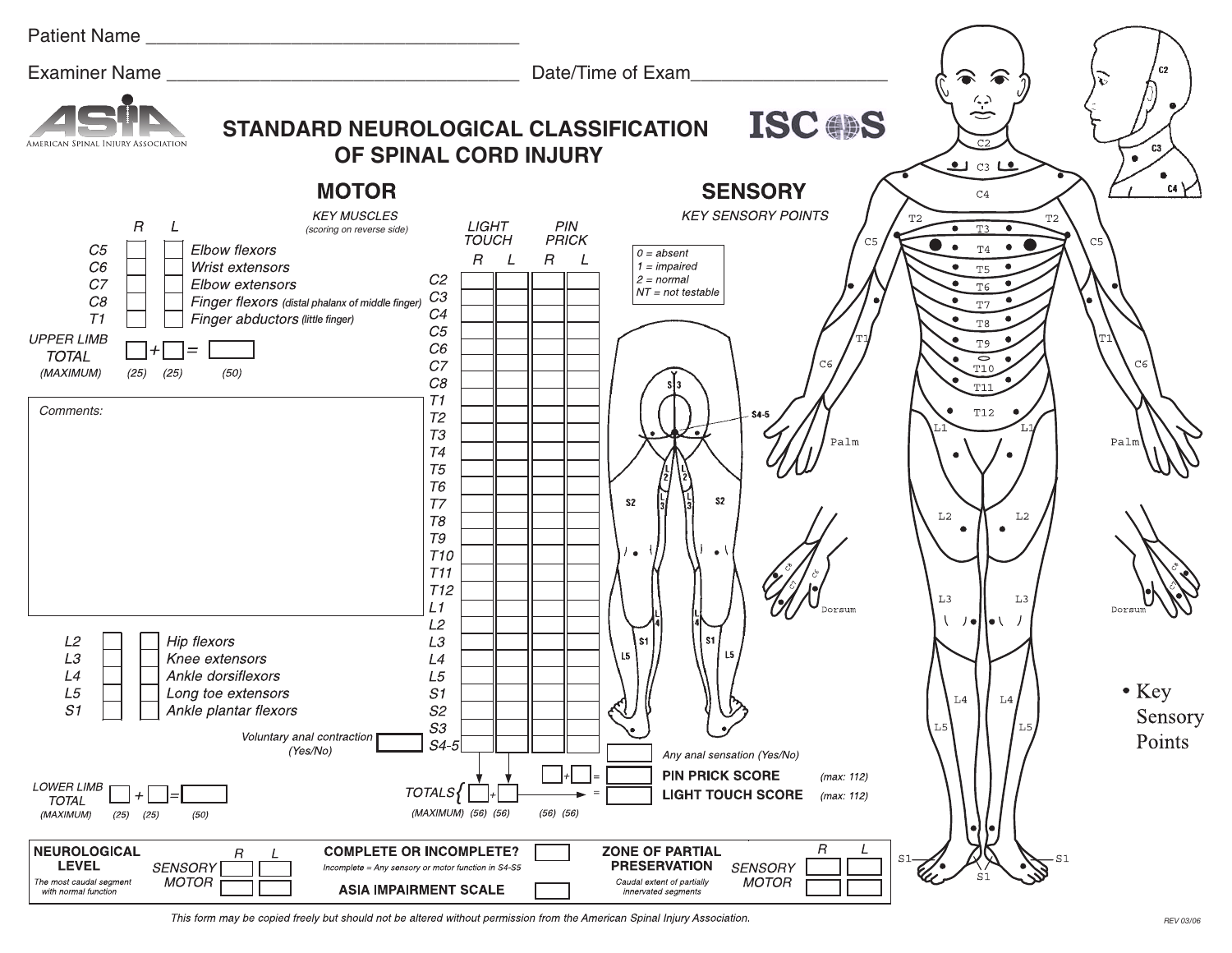Patient Name ___________________________________

Examiner Name _________________________________ Date/Time of Exam__________________

ASIA — American Spinal Injury Association

# STANDARD NEUROLOGICAL CLASSIFICATION OF SPINAL CORD INJURY

ISCoS

## MOTOR

KEY MUSCLES *(scoring on reverse side)*

| | R | L | |
|---|---|---|---|
| C5 | | | Elbow flexors |
| C6 | | | Wrist extensors |
| C7 | | | Elbow extensors |
| C8 | | | Finger flexors (distal phalanx of middle finger) |
| T1 | | | Finger abductors (little finger) |

UPPER LIMB TOTAL ☐ + ☐ = ☐
(MAXIMUM) (25) (25) (50)

Comments:

| | R | L | |
|---|---|---|---|
| L2 | | | Hip flexors |
| L3 | | | Knee extensors |
| L4 | | | Ankle dorsiflexors |
| L5 | | | Long toe extensors |
| S1 | | | Ankle plantar flexors |

Voluntary anal contraction (Yes/No) ☐

LOWER LIMB TOTAL ☐ + ☐ = ☐
(MAXIMUM) (25) (25) (50)

## SENSORY

KEY SENSORY POINTS

| | LIGHT TOUCH R | LIGHT TOUCH L | PIN PRICK R | PIN PRICK L |
|---|---|---|---|---|
| C2 | | | | |
| C3 | | | | |
| C4 | | | | |
| C5 | | | | |
| C6 | | | | |
| C7 | | | | |
| C8 | | | | |
| T1 | | | | |
| T2 | | | | |
| T3 | | | | |
| T4 | | | | |
| T5 | | | | |
| T6 | | | | |
| T7 | | | | |
| T8 | | | | |
| T9 | | | | |
| T10 | | | | |
| T11 | | | | |
| T12 | | | | |
| L1 | | | | |
| L2 | | | | |
| L3 | | | | |
| L4 | | | | |
| L5 | | | | |
| S1 | | | | |
| S2 | | | | |
| S3 | | | | |
| S4-5 | | | | |
| TOTALS | | | | |
| (MAXIMUM) | (56) | (56) | (56) | (56) |

0 = absent
1 = impaired
2 = normal
NT = not testable

Any anal sensation (Yes/No) ☐

PIN PRICK SCORE (max: 112)

LIGHT TOUCH SCORE (max: 112)

• Key Sensory Points

| NEUROLOGICAL LEVEL | | R | L |
|---|---|---|---|
| The most caudal segment with normal function | SENSORY | | |
| | MOTOR | | |

COMPLETE OR INCOMPLETE? ☐
*Incomplete = Any sensory or motor function in S4-S5*

ASIA IMPAIRMENT SCALE ☐

| ZONE OF PARTIAL PRESERVATION | | R | L |
|---|---|---|---|
| Caudal extent of partially innervated segments | SENSORY | | |
| | MOTOR | | |

*This form may be copied freely but should not be altered without permission from the American Spinal Injury Association.*

REV 03/06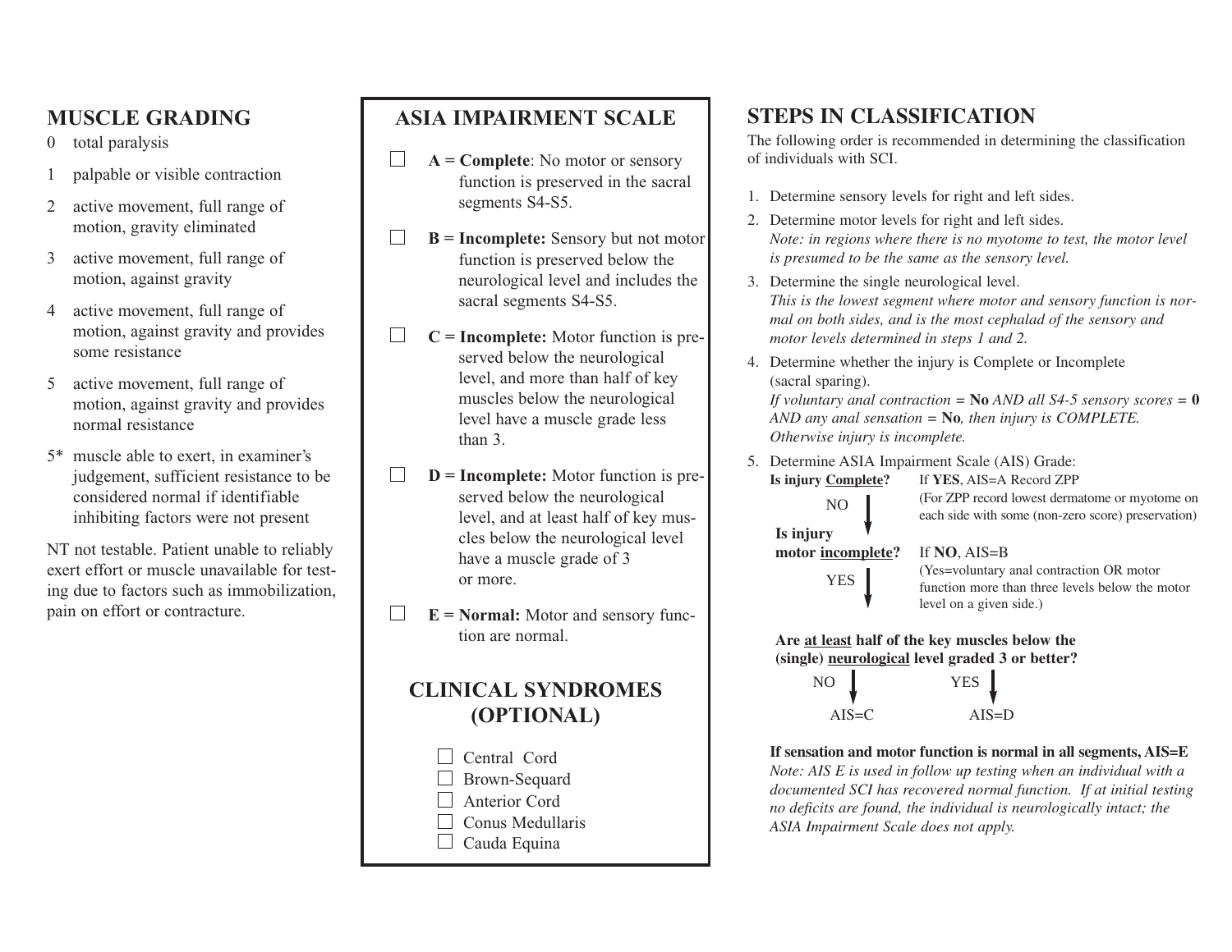## MUSCLE GRADING

0 total paralysis

1 palpable or visible contraction

2 active movement, full range of motion, gravity eliminated

3 active movement, full range of motion, against gravity

4 active movement, full range of motion, against gravity and provides some resistance

5 active movement, full range of motion, against gravity and provides normal resistance

5* muscle able to exert, in examiner's judgement, sufficient resistance to be considered normal if identifiable inhibiting factors were not present

NT not testable. Patient unable to reliably exert effort or muscle unavailable for testing due to factors such as immobilization, pain on effort or contracture.

## ASIA IMPAIRMENT SCALE

☐ **A = Complete**: No motor or sensory function is preserved in the sacral segments S4-S5.

☐ **B = Incomplete:** Sensory but not motor function is preserved below the neurological level and includes the sacral segments S4-S5.

☐ **C = Incomplete:** Motor function is preserved below the neurological level, and more than half of key muscles below the neurological level have a muscle grade less than 3.

☐ **D = Incomplete:** Motor function is preserved below the neurological level, and at least half of key muscles below the neurological level have a muscle grade of 3 or more.

☐ **E = Normal:** Motor and sensory function are normal.

## CLINICAL SYNDROMES (OPTIONAL)

☐ Central Cord
☐ Brown-Sequard
☐ Anterior Cord
☐ Conus Medullaris
☐ Cauda Equina

## STEPS IN CLASSIFICATION

The following order is recommended in determining the classification of individuals with SCI.

1. Determine sensory levels for right and left sides.
2. Determine motor levels for right and left sides.
   *Note: in regions where there is no myotome to test, the motor level is presumed to be the same as the sensory level.*
3. Determine the single neurological level.
   *This is the lowest segment where motor and sensory function is normal on both sides, and is the most cephalad of the sensory and motor levels determined in steps 1 and 2.*
4. Determine whether the injury is Complete or Incomplete (sacral sparing).
   *If voluntary anal contraction =* **No** *AND all S4-5 sensory scores =* **0** *AND any anal sensation =* **No***, then injury is COMPLETE. Otherwise injury is incomplete.*
5. Determine ASIA Impairment Scale (AIS) Grade:

**Is injury Complete?** If **YES**, AIS=A Record ZPP
(For ZPP record lowest dermatome or myotome on each side with some (non-zero score) preservation)

NO ↓

**Is injury motor incomplete?** If **NO**, AIS=B
(Yes=voluntary anal contraction OR motor function more than three levels below the motor level on a given side.)

YES ↓

**Are at least half of the key muscles below the (single) neurological level graded 3 or better?**

NO ↓ AIS=C

YES ↓ AIS=D

**If sensation and motor function is normal in all segments, AIS=E**

*Note: AIS E is used in follow up testing when an individual with a documented SCI has recovered normal function. If at initial testing no deficits are found, the individual is neurologically intact; the ASIA Impairment Scale does not apply.*